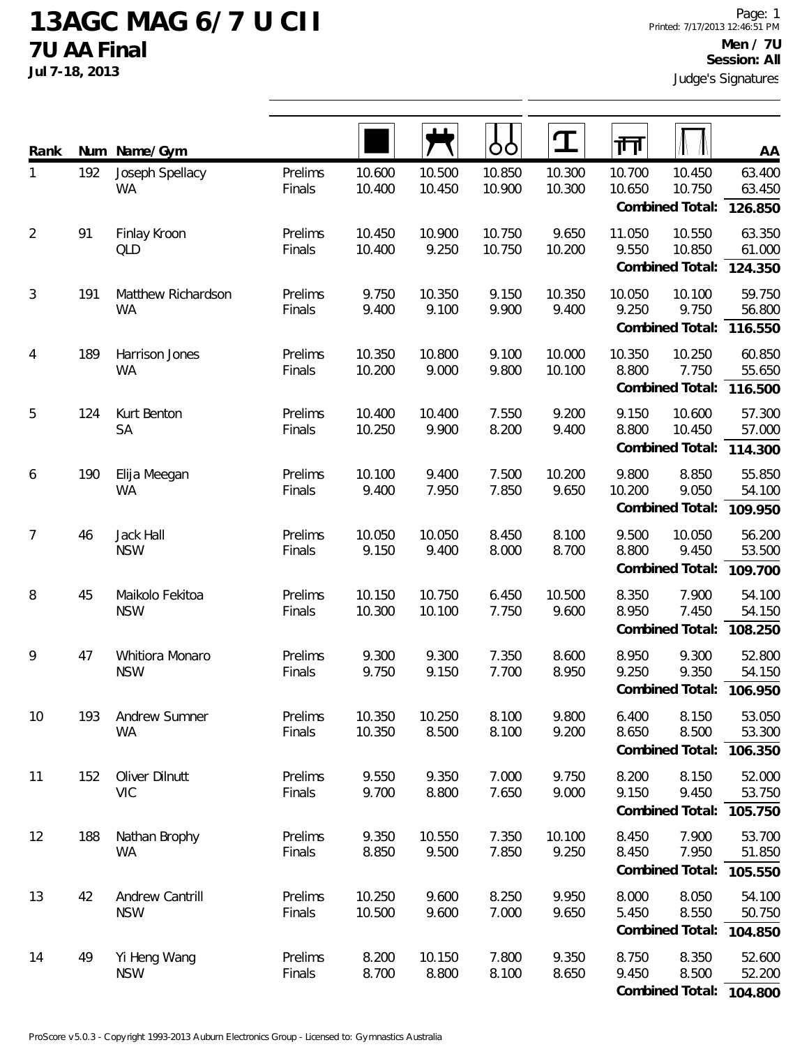# 13AGC MAG 6/7 U CII

## 7U AA Final

**Jul 7-18, 2013**

Printed: 7/17/2013 12:46:51 PM

**Men / 7U**
**Session: All**

Judge's Signatures

| Rank | Num | Name/Gym | | Floor | Pommel Horse | Rings | Vault | Parallel Bars | High Bar | AA |
|---|---|---|---|---|---|---|---|---|---|---|
| 1 | 192 | Joseph Spellacy | Prelims | 10.600 | 10.500 | 10.850 | 10.300 | 10.700 | 10.450 | 63.400 |
| | | WA | Finals | 10.400 | 10.450 | 10.900 | 10.300 | 10.650 | 10.750 | 63.450 |
| | | | | | | | | | **Combined Total:** | **126.850** |
| 2 | 91 | Finlay Kroon | Prelims | 10.450 | 10.900 | 10.750 | 9.650 | 11.050 | 10.550 | 63.350 |
| | | QLD | Finals | 10.400 | 9.250 | 10.750 | 10.200 | 9.550 | 10.850 | 61.000 |
| | | | | | | | | | **Combined Total:** | **124.350** |
| 3 | 191 | Matthew Richardson | Prelims | 9.750 | 10.350 | 9.150 | 10.350 | 10.050 | 10.100 | 59.750 |
| | | WA | Finals | 9.400 | 9.100 | 9.900 | 9.400 | 9.250 | 9.750 | 56.800 |
| | | | | | | | | | **Combined Total:** | **116.550** |
| 4 | 189 | Harrison Jones | Prelims | 10.350 | 10.800 | 9.100 | 10.000 | 10.350 | 10.250 | 60.850 |
| | | WA | Finals | 10.200 | 9.000 | 9.800 | 10.100 | 8.800 | 7.750 | 55.650 |
| | | | | | | | | | **Combined Total:** | **116.500** |
| 5 | 124 | Kurt Benton | Prelims | 10.400 | 10.400 | 7.550 | 9.200 | 9.150 | 10.600 | 57.300 |
| | | SA | Finals | 10.250 | 9.900 | 8.200 | 9.400 | 8.800 | 10.450 | 57.000 |
| | | | | | | | | | **Combined Total:** | **114.300** |
| 6 | 190 | Elija Meegan | Prelims | 10.100 | 9.400 | 7.500 | 10.200 | 9.800 | 8.850 | 55.850 |
| | | WA | Finals | 9.400 | 7.950 | 7.850 | 9.650 | 10.200 | 9.050 | 54.100 |
| | | | | | | | | | **Combined Total:** | **109.950** |
| 7 | 46 | Jack Hall | Prelims | 10.050 | 10.050 | 8.450 | 8.100 | 9.500 | 10.050 | 56.200 |
| | | NSW | Finals | 9.150 | 9.400 | 8.000 | 8.700 | 8.800 | 9.450 | 53.500 |
| | | | | | | | | | **Combined Total:** | **109.700** |
| 8 | 45 | Maikolo Fekitoa | Prelims | 10.150 | 10.750 | 6.450 | 10.500 | 8.350 | 7.900 | 54.100 |
| | | NSW | Finals | 10.300 | 10.100 | 7.750 | 9.600 | 8.950 | 7.450 | 54.150 |
| | | | | | | | | | **Combined Total:** | **108.250** |
| 9 | 47 | Whitiora Monaro | Prelims | 9.300 | 9.300 | 7.350 | 8.600 | 8.950 | 9.300 | 52.800 |
| | | NSW | Finals | 9.750 | 9.150 | 7.700 | 8.950 | 9.250 | 9.350 | 54.150 |
| | | | | | | | | | **Combined Total:** | **106.950** |
| 10 | 193 | Andrew Sumner | Prelims | 10.350 | 10.250 | 8.100 | 9.800 | 6.400 | 8.150 | 53.050 |
| | | WA | Finals | 10.350 | 8.500 | 8.100 | 9.200 | 8.650 | 8.500 | 53.300 |
| | | | | | | | | | **Combined Total:** | **106.350** |
| 11 | 152 | Oliver Dilnutt | Prelims | 9.550 | 9.350 | 7.000 | 9.750 | 8.200 | 8.150 | 52.000 |
| | | VIC | Finals | 9.700 | 8.800 | 7.650 | 9.000 | 9.150 | 9.450 | 53.750 |
| | | | | | | | | | **Combined Total:** | **105.750** |
| 12 | 188 | Nathan Brophy | Prelims | 9.350 | 10.550 | 7.350 | 10.100 | 8.450 | 7.900 | 53.700 |
| | | WA | Finals | 8.850 | 9.500 | 7.850 | 9.250 | 8.450 | 7.950 | 51.850 |
| | | | | | | | | | **Combined Total:** | **105.550** |
| 13 | 42 | Andrew Cantrill | Prelims | 10.250 | 9.600 | 8.250 | 9.950 | 8.000 | 8.050 | 54.100 |
| | | NSW | Finals | 10.500 | 9.600 | 7.000 | 9.650 | 5.450 | 8.550 | 50.750 |
| | | | | | | | | | **Combined Total:** | **104.850** |
| 14 | 49 | Yi Heng Wang | Prelims | 8.200 | 10.150 | 7.800 | 9.350 | 8.750 | 8.350 | 52.600 |
| | | NSW | Finals | 8.700 | 8.800 | 8.100 | 8.650 | 9.450 | 8.500 | 52.200 |
| | | | | | | | | | **Combined Total:** | **104.800** |

ProScore v5.0.3 - Copyright 1993-2013 Auburn Electronics Group - Licensed to: Gymnastics Australia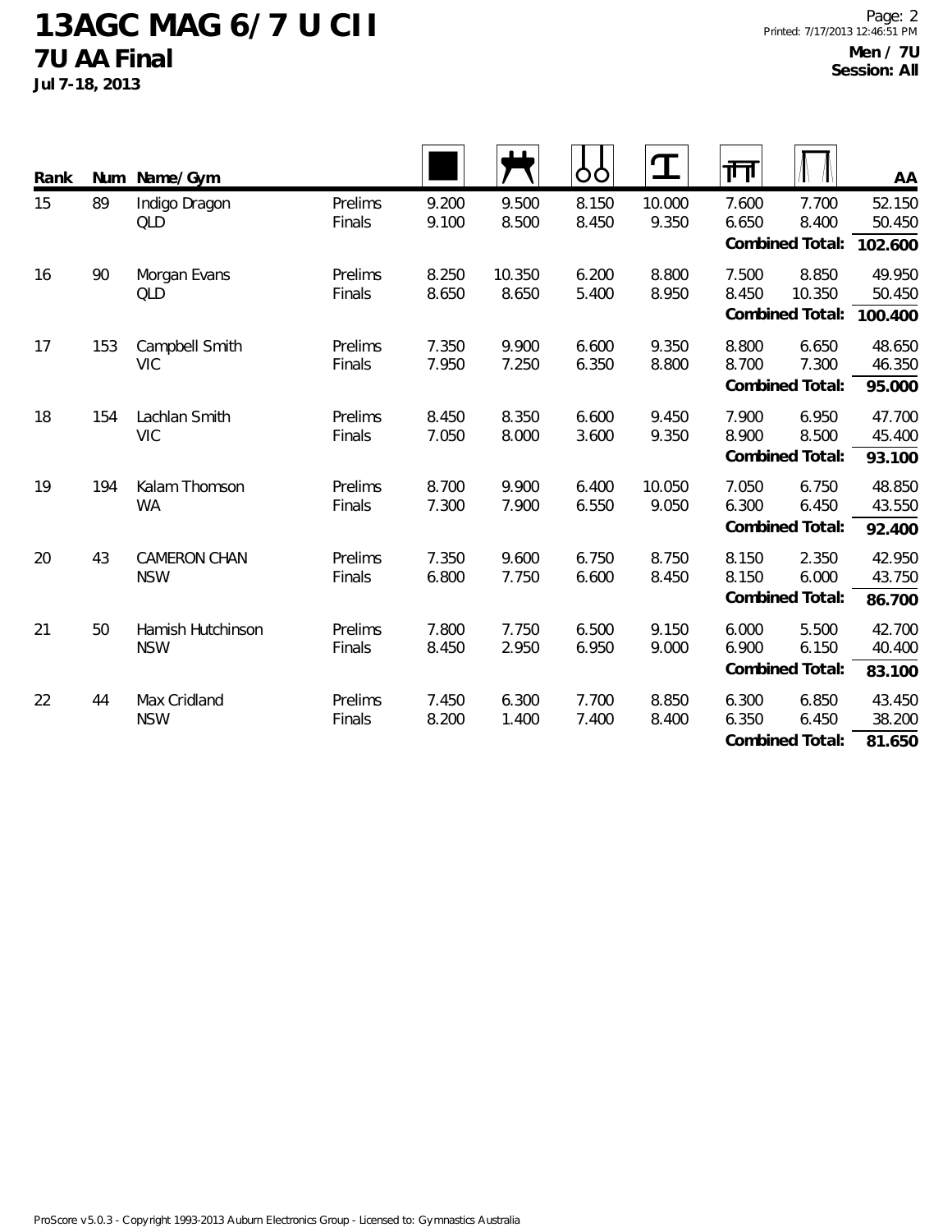# 13AGC MAG 6/7 U CII

## 7U AA Final

**Jul 7-18, 2013**

**Men / 7U**
**Session: All**

| Rank | Num | Name/Gym | | Floor | Pommel Horse | Rings | Vault | Parallel Bars | High Bar | AA |
|---|---|---|---|---|---|---|---|---|---|---|
| 15 | 89 | Indigo Dragon | Prelims | 9.200 | 9.500 | 8.150 | 10.000 | 7.600 | 7.700 | 52.150 |
| | | QLD | Finals | 9.100 | 8.500 | 8.450 | 9.350 | 6.650 | 8.400 | 50.450 |
| | | | | | | | | **Combined Total:** | | **102.600** |
| 16 | 90 | Morgan Evans | Prelims | 8.250 | 10.350 | 6.200 | 8.800 | 7.500 | 8.850 | 49.950 |
| | | QLD | Finals | 8.650 | 8.650 | 5.400 | 8.950 | 8.450 | 10.350 | 50.450 |
| | | | | | | | | **Combined Total:** | | **100.400** |
| 17 | 153 | Campbell Smith | Prelims | 7.350 | 9.900 | 6.600 | 9.350 | 8.800 | 6.650 | 48.650 |
| | | VIC | Finals | 7.950 | 7.250 | 6.350 | 8.800 | 8.700 | 7.300 | 46.350 |
| | | | | | | | | **Combined Total:** | | **95.000** |
| 18 | 154 | Lachlan Smith | Prelims | 8.450 | 8.350 | 6.600 | 9.450 | 7.900 | 6.950 | 47.700 |
| | | VIC | Finals | 7.050 | 8.000 | 3.600 | 9.350 | 8.900 | 8.500 | 45.400 |
| | | | | | | | | **Combined Total:** | | **93.100** |
| 19 | 194 | Kalam Thomson | Prelims | 8.700 | 9.900 | 6.400 | 10.050 | 7.050 | 6.750 | 48.850 |
| | | WA | Finals | 7.300 | 7.900 | 6.550 | 9.050 | 6.300 | 6.450 | 43.550 |
| | | | | | | | | **Combined Total:** | | **92.400** |
| 20 | 43 | CAMERON CHAN | Prelims | 7.350 | 9.600 | 6.750 | 8.750 | 8.150 | 2.350 | 42.950 |
| | | NSW | Finals | 6.800 | 7.750 | 6.600 | 8.450 | 8.150 | 6.000 | 43.750 |
| | | | | | | | | **Combined Total:** | | **86.700** |
| 21 | 50 | Hamish Hutchinson | Prelims | 7.800 | 7.750 | 6.500 | 9.150 | 6.000 | 5.500 | 42.700 |
| | | NSW | Finals | 8.450 | 2.950 | 6.950 | 9.000 | 6.900 | 6.150 | 40.400 |
| | | | | | | | | **Combined Total:** | | **83.100** |
| 22 | 44 | Max Cridland | Prelims | 7.450 | 6.300 | 7.700 | 8.850 | 6.300 | 6.850 | 43.450 |
| | | NSW | Finals | 8.200 | 1.400 | 7.400 | 8.400 | 6.350 | 6.450 | 38.200 |
| | | | | | | | | **Combined Total:** | | **81.650** |

ProScore v5.0.3 - Copyright 1993-2013 Auburn Electronics Group - Licensed to: Gymnastics Australia